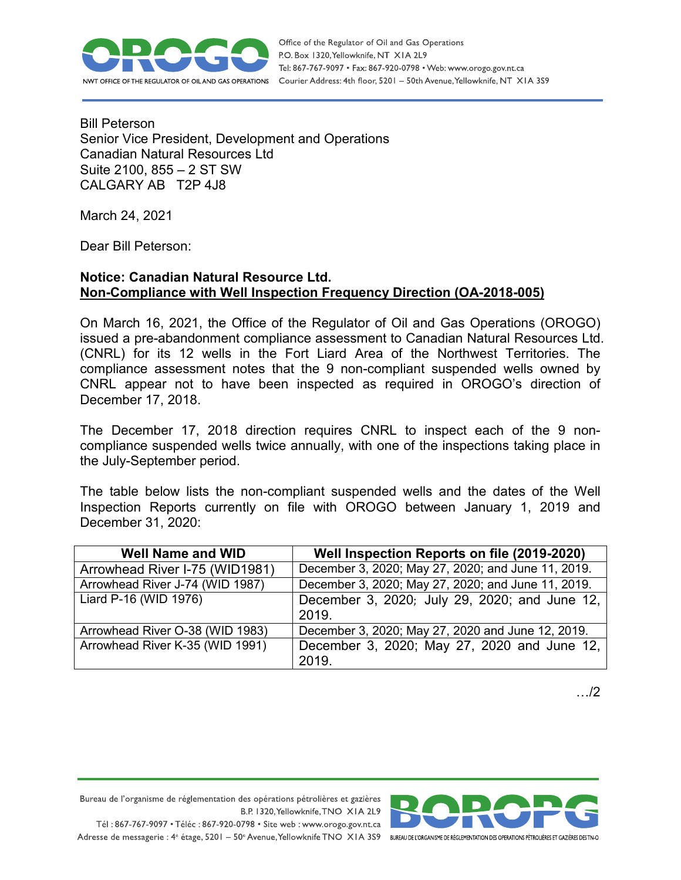Office of the Regulator of Oil and Gas Operations
P.O. Box 1320, Yellowknife, NT X1A 2L9
Tel: 867-767-9097 • Fax: 867-920-0798 • Web: www.orogo.gov.nt.ca
Courier Address: 4th floor, 5201 – 50th Avenue, Yellowknife, NT X1A 3S9

Bill Peterson
Senior Vice President, Development and Operations
Canadian Natural Resources Ltd
Suite 2100, 855 – 2 ST SW
CALGARY AB T2P 4J8

March 24, 2021

Dear Bill Peterson:

**Notice: Canadian Natural Resource Ltd.**
**Non-Compliance with Well Inspection Frequency Direction (OA-2018-005)**

On March 16, 2021, the Office of the Regulator of Oil and Gas Operations (OROGO) issued a pre-abandonment compliance assessment to Canadian Natural Resources Ltd. (CNRL) for its 12 wells in the Fort Liard Area of the Northwest Territories. The compliance assessment notes that the 9 non-compliant suspended wells owned by CNRL appear not to have been inspected as required in OROGO's direction of December 17, 2018.

The December 17, 2018 direction requires CNRL to inspect each of the 9 non-compliance suspended wells twice annually, with one of the inspections taking place in the July-September period.

The table below lists the non-compliant suspended wells and the dates of the Well Inspection Reports currently on file with OROGO between January 1, 2019 and December 31, 2020:

| Well Name and WID | Well Inspection Reports on file (2019-2020) |
|---|---|
| Arrowhead River I-75 (WID1981) | December 3, 2020; May 27, 2020; and June 11, 2019. |
| Arrowhead River J-74 (WID 1987) | December 3, 2020; May 27, 2020; and June 11, 2019. |
| Liard P-16 (WID 1976) | December 3, 2020; July 29, 2020; and June 12, 2019. |
| Arrowhead River O-38 (WID 1983) | December 3, 2020; May 27, 2020 and June 12, 2019. |
| Arrowhead River K-35 (WID 1991) | December 3, 2020; May 27, 2020 and June 12, 2019. |

…/2

Bureau de l'organisme de réglementation des opérations pétrolières et gazières
B.P. 1320, Yellowknife, TNO X1A 2L9
Tél : 867-767-9097 • Téléc : 867-920-0798 • Site web : www.orogo.gov.nt.ca
Adresse de messagerie : 4e étage, 5201 – 50e Avenue, Yellowknife TNO X1A 3S9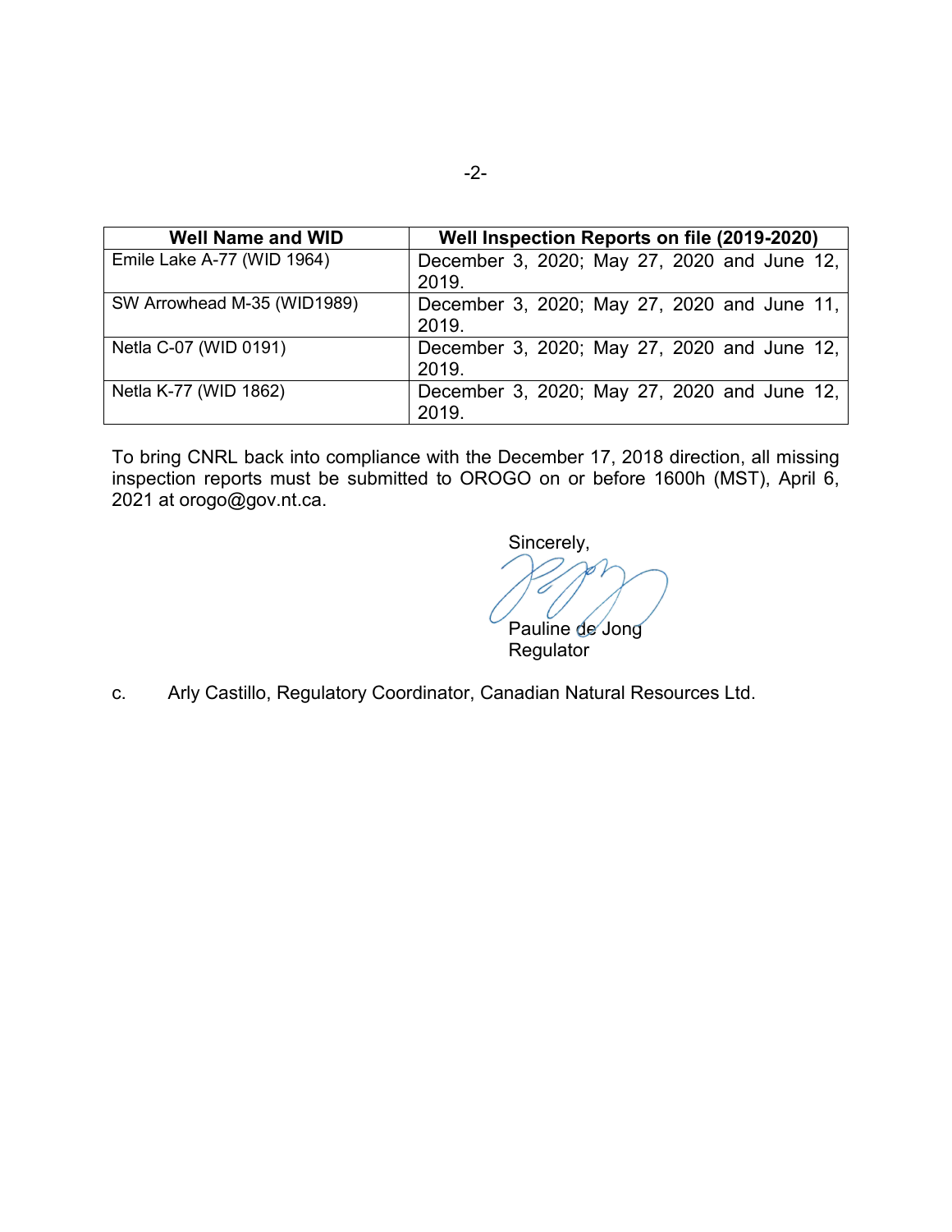| Well Name and WID | Well Inspection Reports on file (2019-2020) |
|---|---|
| Emile Lake A-77 (WID 1964) | December 3, 2020; May 27, 2020 and June 12, 2019. |
| SW Arrowhead M-35 (WID1989) | December 3, 2020; May 27, 2020 and June 11, 2019. |
| Netla C-07 (WID 0191) | December 3, 2020; May 27, 2020 and June 12, 2019. |
| Netla K-77 (WID 1862) | December 3, 2020; May 27, 2020 and June 12, 2019. |

To bring CNRL back into compliance with the December 17, 2018 direction, all missing inspection reports must be submitted to OROGO on or before 1600h (MST), April 6, 2021 at orogo@gov.nt.ca.

Sincerely,

Pauline de Jong
Regulator

c. Arly Castillo, Regulatory Coordinator, Canadian Natural Resources Ltd.